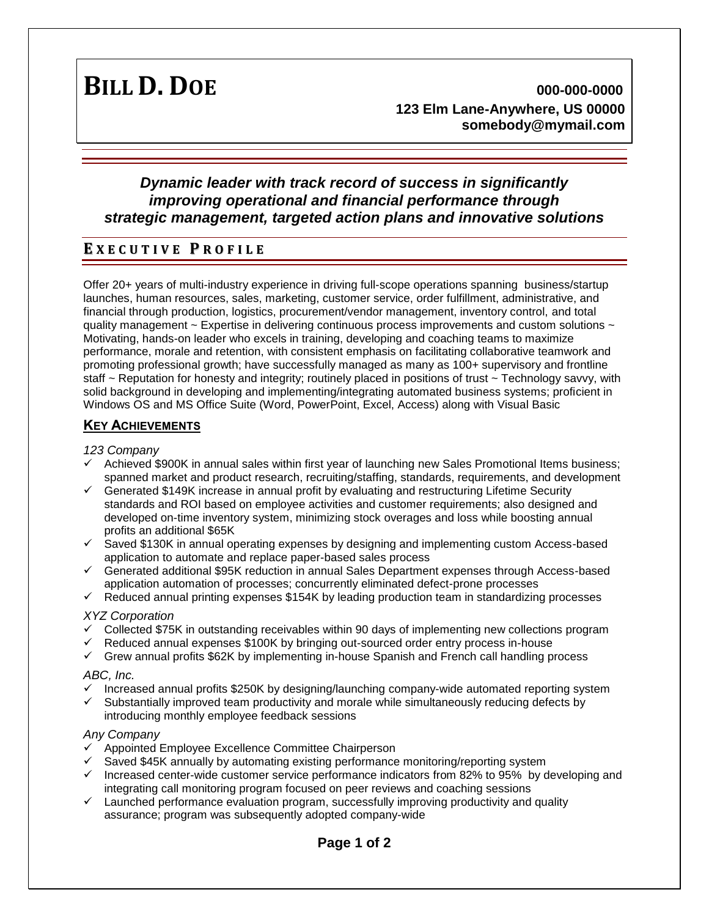# BILL D. DOE

**000-000-0000**
**123 Elm Lane-Anywhere, US 00000**
**somebody@mymail.com**

***Dynamic leader with track record of success in significantly improving operational and financial performance through strategic management, targeted action plans and innovative solutions***

## EXECUTIVE PROFILE

Offer 20+ years of multi-industry experience in driving full-scope operations spanning business/startup launches, human resources, sales, marketing, customer service, order fulfillment, administrative, and financial through production, logistics, procurement/vendor management, inventory control, and total quality management ~ Expertise in delivering continuous process improvements and custom solutions ~ Motivating, hands-on leader who excels in training, developing and coaching teams to maximize performance, morale and retention, with consistent emphasis on facilitating collaborative teamwork and promoting professional growth; have successfully managed as many as 100+ supervisory and frontline staff ~ Reputation for honesty and integrity; routinely placed in positions of trust ~ Technology savvy, with solid background in developing and implementing/integrating automated business systems; proficient in Windows OS and MS Office Suite (Word, PowerPoint, Excel, Access) along with Visual Basic

### KEY ACHIEVEMENTS

*123 Company*

- ✓ Achieved $900K in annual sales within first year of launching new Sales Promotional Items business; spanned market and product research, recruiting/staffing, standards, requirements, and development
- ✓ Generated $149K increase in annual profit by evaluating and restructuring Lifetime Security standards and ROI based on employee activities and customer requirements; also designed and developed on-time inventory system, minimizing stock overages and loss while boosting annual profits an additional $65K
- ✓ Saved $130K in annual operating expenses by designing and implementing custom Access-based application to automate and replace paper-based sales process
- ✓ Generated additional $95K reduction in annual Sales Department expenses through Access-based application automation of processes; concurrently eliminated defect-prone processes
- ✓ Reduced annual printing expenses $154K by leading production team in standardizing processes

*XYZ Corporation*

- ✓ Collected $75K in outstanding receivables within 90 days of implementing new collections program
- ✓ Reduced annual expenses $100K by bringing out-sourced order entry process in-house
- ✓ Grew annual profits $62K by implementing in-house Spanish and French call handling process

*ABC, Inc.*

- ✓ Increased annual profits $250K by designing/launching company-wide automated reporting system
- ✓ Substantially improved team productivity and morale while simultaneously reducing defects by introducing monthly employee feedback sessions

*Any Company*

- ✓ Appointed Employee Excellence Committee Chairperson
- ✓ Saved $45K annually by automating existing performance monitoring/reporting system
- ✓ Increased center-wide customer service performance indicators from 82% to 95% by developing and integrating call monitoring program focused on peer reviews and coaching sessions
- ✓ Launched performance evaluation program, successfully improving productivity and quality assurance; program was subsequently adopted company-wide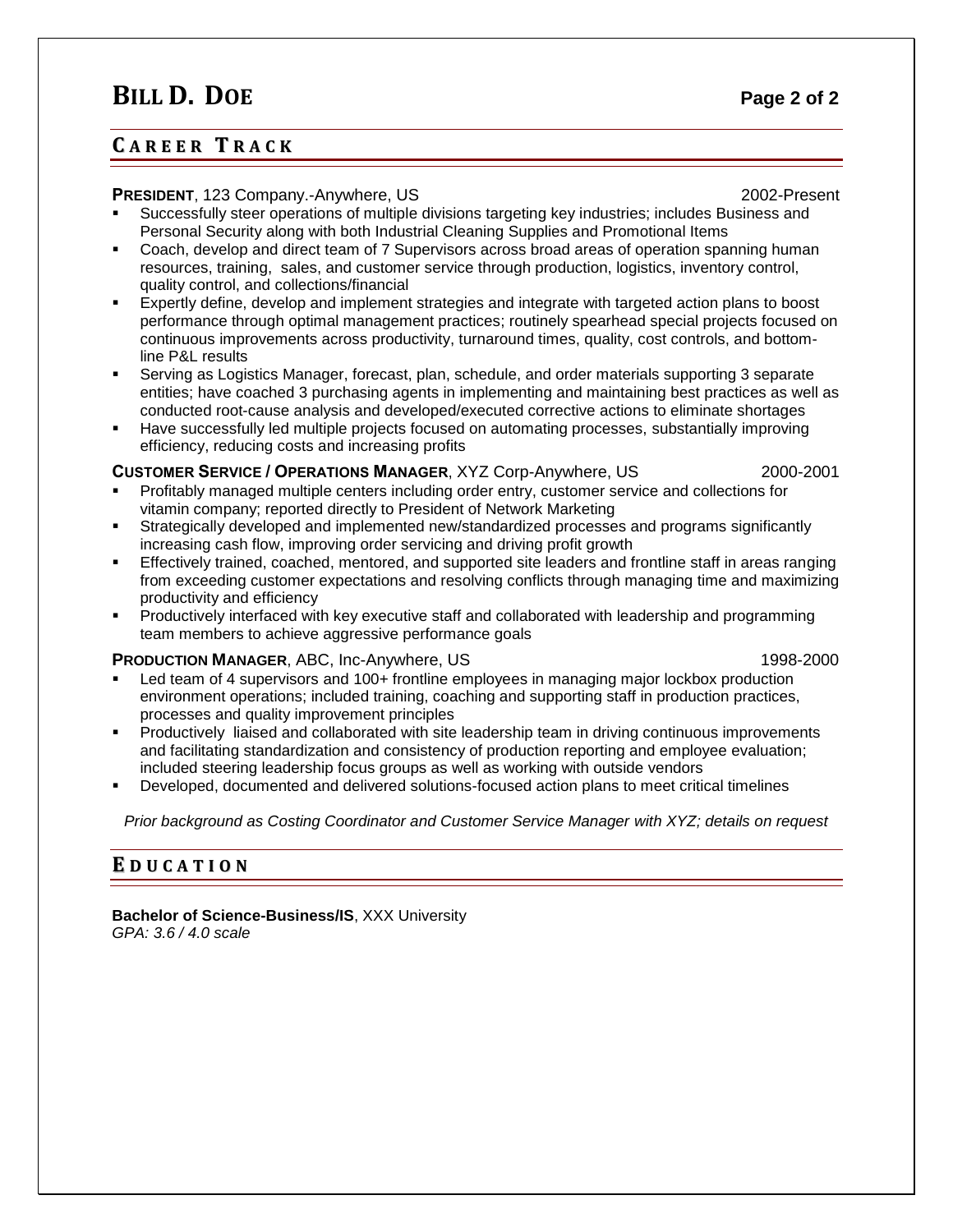## CAREER TRACK

**PRESIDENT**, 123 Company.-Anywhere, US 2002-Present

- Successfully steer operations of multiple divisions targeting key industries; includes Business and Personal Security along with both Industrial Cleaning Supplies and Promotional Items
- Coach, develop and direct team of 7 Supervisors across broad areas of operation spanning human resources, training, sales, and customer service through production, logistics, inventory control, quality control, and collections/financial
- Expertly define, develop and implement strategies and integrate with targeted action plans to boost performance through optimal management practices; routinely spearhead special projects focused on continuous improvements across productivity, turnaround times, quality, cost controls, and bottom-line P&L results
- Serving as Logistics Manager, forecast, plan, schedule, and order materials supporting 3 separate entities; have coached 3 purchasing agents in implementing and maintaining best practices as well as conducted root-cause analysis and developed/executed corrective actions to eliminate shortages
- Have successfully led multiple projects focused on automating processes, substantially improving efficiency, reducing costs and increasing profits

**CUSTOMER SERVICE / OPERATIONS MANAGER**, XYZ Corp-Anywhere, US 2000-2001

- Profitably managed multiple centers including order entry, customer service and collections for vitamin company; reported directly to President of Network Marketing
- Strategically developed and implemented new/standardized processes and programs significantly increasing cash flow, improving order servicing and driving profit growth
- Effectively trained, coached, mentored, and supported site leaders and frontline staff in areas ranging from exceeding customer expectations and resolving conflicts through managing time and maximizing productivity and efficiency
- Productively interfaced with key executive staff and collaborated with leadership and programming team members to achieve aggressive performance goals

**PRODUCTION MANAGER**, ABC, Inc-Anywhere, US 1998-2000

- Led team of 4 supervisors and 100+ frontline employees in managing major lockbox production environment operations; included training, coaching and supporting staff in production practices, processes and quality improvement principles
- Productively liaised and collaborated with site leadership team in driving continuous improvements and facilitating standardization and consistency of production reporting and employee evaluation; included steering leadership focus groups as well as working with outside vendors
- Developed, documented and delivered solutions-focused action plans to meet critical timelines

*Prior background as Costing Coordinator and Customer Service Manager with XYZ; details on request*

## EDUCATION

**Bachelor of Science-Business/IS**, XXX University
*GPA: 3.6 / 4.0 scale*